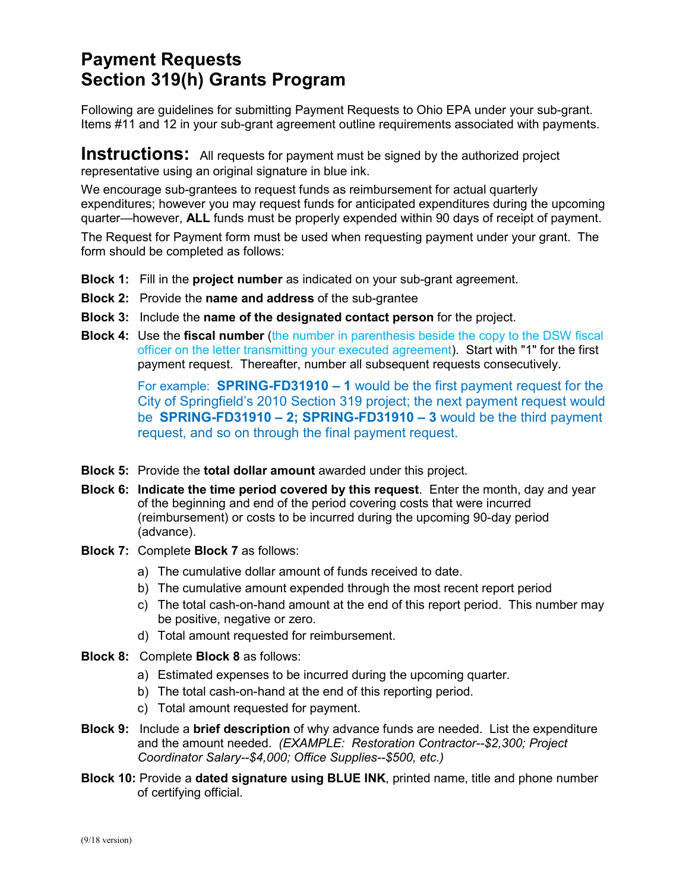# Payment Requests
# Section 319(h) Grants Program

Following are guidelines for submitting Payment Requests to Ohio EPA under your sub-grant. Items #11 and 12 in your sub-grant agreement outline requirements associated with payments.

## Instructions:

All requests for payment must be signed by the authorized project representative using an original signature in blue ink.

We encourage sub-grantees to request funds as reimbursement for actual quarterly expenditures; however you may request funds for anticipated expenditures during the upcoming quarter—however, **ALL** funds must be properly expended within 90 days of receipt of payment.

The Request for Payment form must be used when requesting payment under your grant. The form should be completed as follows:

**Block 1:** Fill in the **project number** as indicated on your sub-grant agreement.

**Block 2:** Provide the **name and address** of the sub-grantee

**Block 3:** Include the **name of the designated contact person** for the project.

**Block 4:** Use the **fiscal number** (the number in parenthesis beside the copy to the DSW fiscal officer on the letter transmitting your executed agreement). Start with "1" for the first payment request. Thereafter, number all subsequent requests consecutively.

For example: **SPRING-FD31910 – 1** would be the first payment request for the City of Springfield's 2010 Section 319 project; the next payment request would be **SPRING-FD31910 – 2; SPRING-FD31910 – 3** would be the third payment request, and so on through the final payment request.

**Block 5:** Provide the **total dollar amount** awarded under this project.

**Block 6:** **Indicate the time period covered by this request**. Enter the month, day and year of the beginning and end of the period covering costs that were incurred (reimbursement) or costs to be incurred during the upcoming 90-day period (advance).

**Block 7:** Complete **Block 7** as follows:

a) The cumulative dollar amount of funds received to date.
b) The cumulative amount expended through the most recent report period
c) The total cash-on-hand amount at the end of this report period. This number may be positive, negative or zero.
d) Total amount requested for reimbursement.

**Block 8:** Complete **Block 8** as follows:

a) Estimated expenses to be incurred during the upcoming quarter.
b) The total cash-on-hand at the end of this reporting period.
c) Total amount requested for payment.

**Block 9:** Include a **brief description** of why advance funds are needed. List the expenditure and the amount needed. *(EXAMPLE: Restoration Contractor--$2,300; Project Coordinator Salary--$4,000; Office Supplies--$500, etc.)*

**Block 10:** Provide a **dated signature using BLUE INK**, printed name, title and phone number of certifying official.

(9/18 version)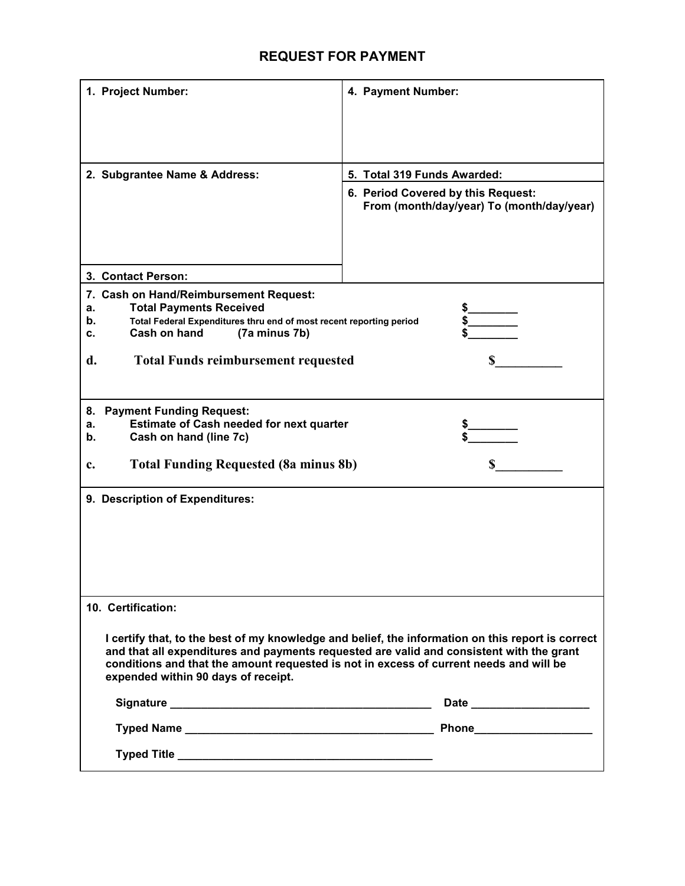# REQUEST FOR PAYMENT

| | |
|---|---|
| **1. Project Number:** | **4. Payment Number:** |
| **2. Subgrantee Name & Address:** | **5. Total 319 Funds Awarded:** |
| | **6. Period Covered by this Request:** From (month/day/year) To (month/day/year) |
| **3. Contact Person:** | |

**7. Cash on Hand/Reimbursement Request:**

| | | |
|---|---|---|
| **a.** | **Total Payments Received** | $________ |
| **b.** | **Total Federal Expenditures thru end of most recent reporting period** | $________ |
| **c.** | **Cash on hand (7a minus 7b)** | $________ |
| **d.** | **Total Funds reimbursement requested** | $__________ |

**8. Payment Funding Request:**

| | | |
|---|---|---|
| **a.** | **Estimate of Cash needed for next quarter** | $________ |
| **b.** | **Cash on hand (line 7c)** | $________ |
| **c.** | **Total Funding Requested (8a minus 8b)** | $__________ |

**9. Description of Expenditures:**

**10. Certification:**

**I certify that, to the best of my knowledge and belief, the information on this report is correct and that all expenditures and payments requested are valid and consistent with the grant conditions and that the amount requested is not in excess of current needs and will be expended within 90 days of receipt.**

**Signature** ___________________________________________ **Date** ___________________

**Typed Name** ________________________________________ **Phone**___________________

**Typed Title** __________________________________________